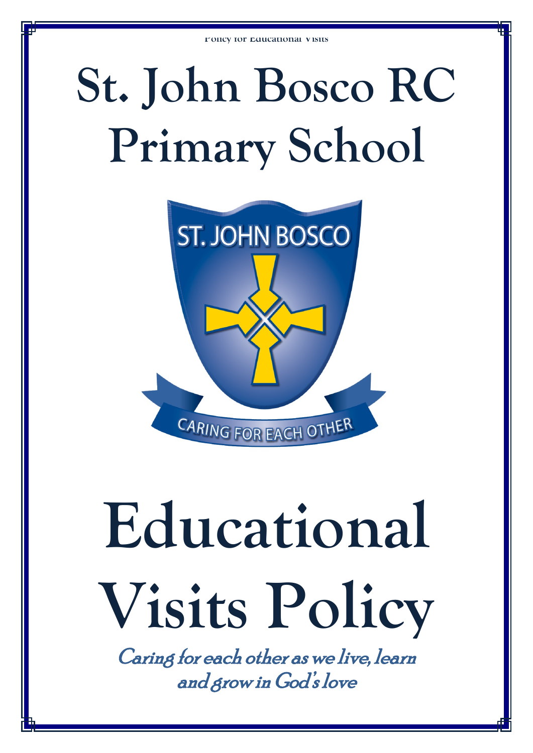# St. John Bosco RC Primary School

ST. JOHN BOSCO

CARING FOR EACH OTHER

# Educational Visits Policy

*Caring for each other as we live, learn and grow in God's love*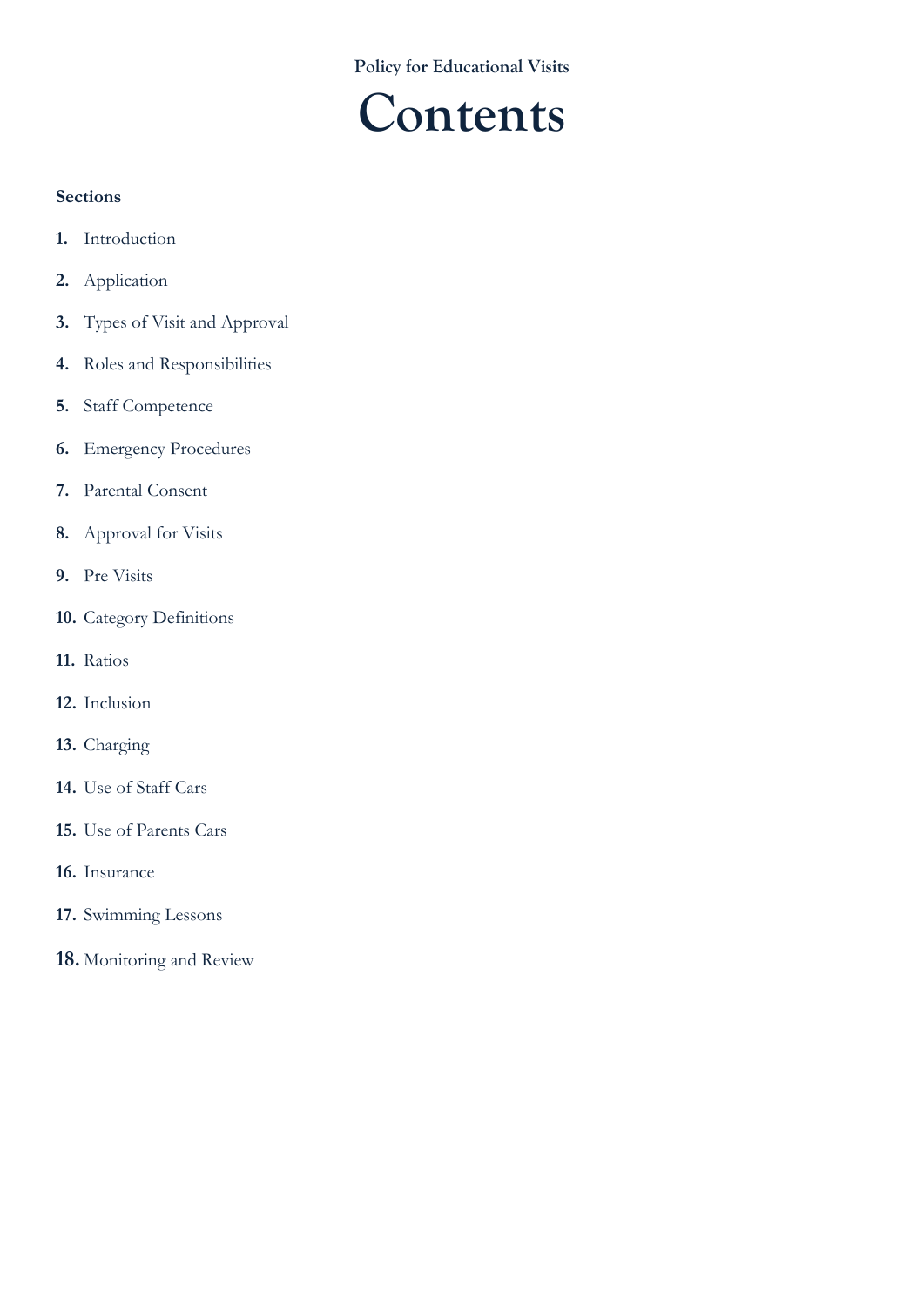Policy for Educational Visits

# Contents

**Sections**

1. Introduction
2. Application
3. Types of Visit and Approval
4. Roles and Responsibilities
5. Staff Competence
6. Emergency Procedures
7. Parental Consent
8. Approval for Visits
9. Pre Visits
10. Category Definitions
11. Ratios
12. Inclusion
13. Charging
14. Use of Staff Cars
15. Use of Parents Cars
16. Insurance
17. Swimming Lessons
18. Monitoring and Review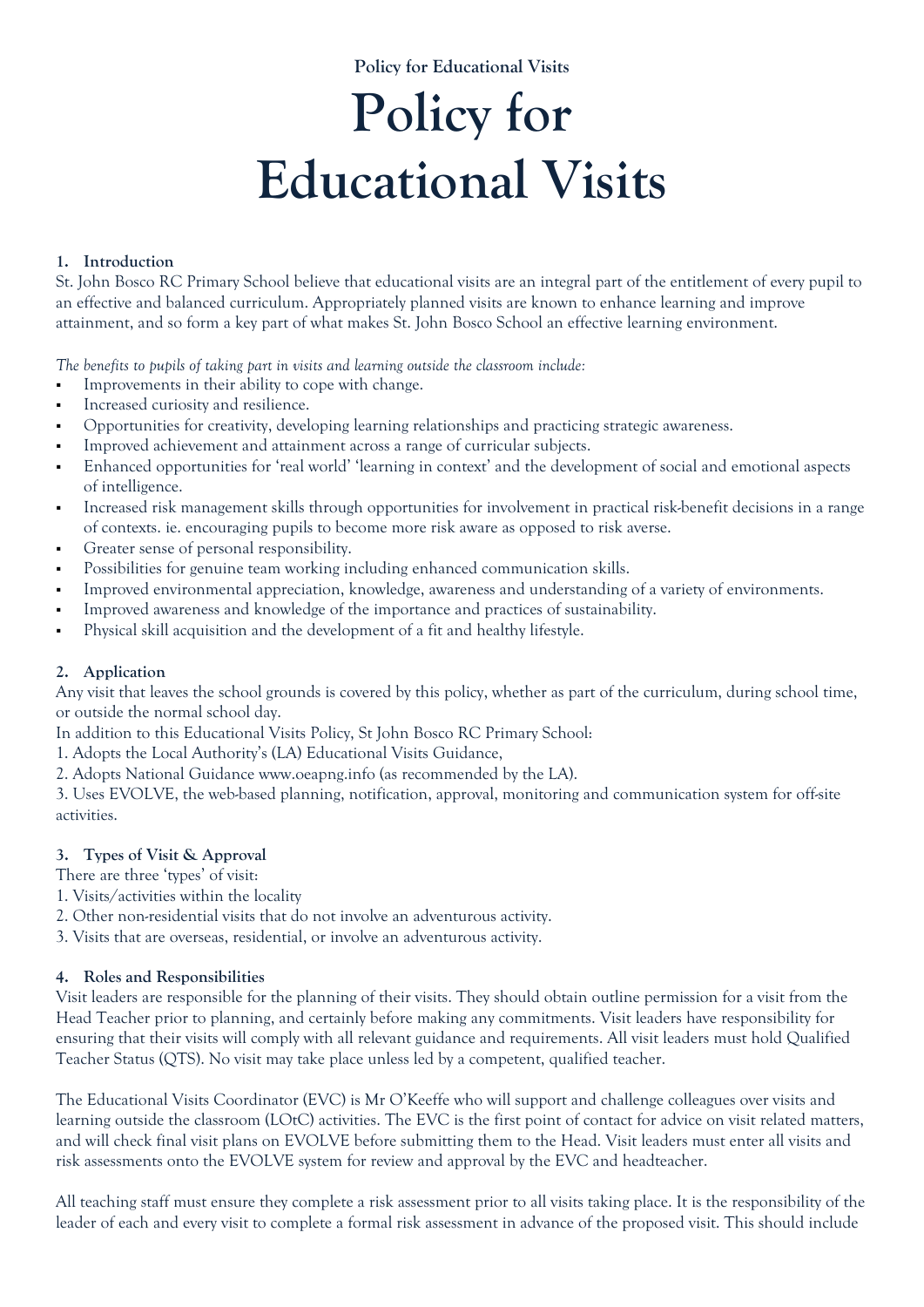# Policy for Educational Visits

### 1. Introduction

St. John Bosco RC Primary School believe that educational visits are an integral part of the entitlement of every pupil to an effective and balanced curriculum. Appropriately planned visits are known to enhance learning and improve attainment, and so form a key part of what makes St. John Bosco School an effective learning environment.

*The benefits to pupils of taking part in visits and learning outside the classroom include:*

- Improvements in their ability to cope with change.
- Increased curiosity and resilience.
- Opportunities for creativity, developing learning relationships and practicing strategic awareness.
- Improved achievement and attainment across a range of curricular subjects.
- Enhanced opportunities for 'real world' 'learning in context' and the development of social and emotional aspects of intelligence.
- Increased risk management skills through opportunities for involvement in practical risk-benefit decisions in a range of contexts. ie. encouraging pupils to become more risk aware as opposed to risk averse.
- Greater sense of personal responsibility.
- Possibilities for genuine team working including enhanced communication skills.
- Improved environmental appreciation, knowledge, awareness and understanding of a variety of environments.
- Improved awareness and knowledge of the importance and practices of sustainability.
- Physical skill acquisition and the development of a fit and healthy lifestyle.

### 2. Application

Any visit that leaves the school grounds is covered by this policy, whether as part of the curriculum, during school time, or outside the normal school day.

In addition to this Educational Visits Policy, St John Bosco RC Primary School:

1. Adopts the Local Authority's (LA) Educational Visits Guidance,
2. Adopts National Guidance www.oeapng.info (as recommended by the LA).
3. Uses EVOLVE, the web-based planning, notification, approval, monitoring and communication system for off-site activities.

### 3. Types of Visit & Approval

There are three 'types' of visit:

1. Visits/activities within the locality
2. Other non-residential visits that do not involve an adventurous activity.
3. Visits that are overseas, residential, or involve an adventurous activity.

### 4. Roles and Responsibilities

Visit leaders are responsible for the planning of their visits. They should obtain outline permission for a visit from the Head Teacher prior to planning, and certainly before making any commitments. Visit leaders have responsibility for ensuring that their visits will comply with all relevant guidance and requirements. All visit leaders must hold Qualified Teacher Status (QTS). No visit may take place unless led by a competent, qualified teacher.

The Educational Visits Coordinator (EVC) is Mr O'Keeffe who will support and challenge colleagues over visits and learning outside the classroom (LOtC) activities. The EVC is the first point of contact for advice on visit related matters, and will check final visit plans on EVOLVE before submitting them to the Head. Visit leaders must enter all visits and risk assessments onto the EVOLVE system for review and approval by the EVC and headteacher.

All teaching staff must ensure they complete a risk assessment prior to all visits taking place. It is the responsibility of the leader of each and every visit to complete a formal risk assessment in advance of the proposed visit. This should include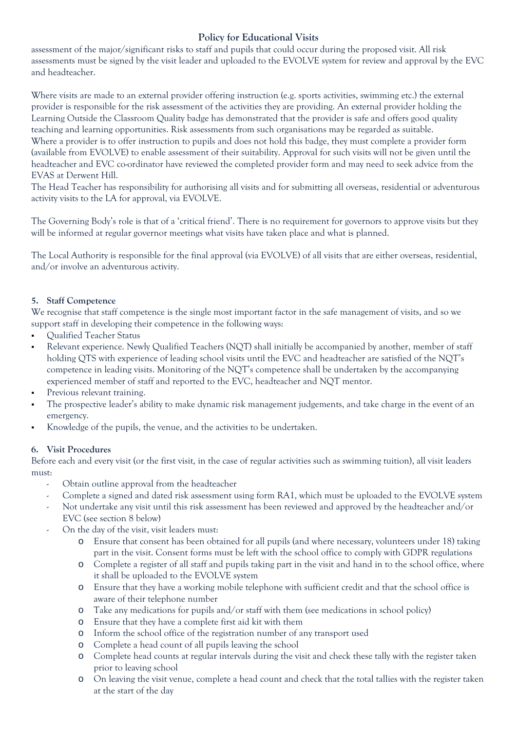assessment of the major/significant risks to staff and pupils that could occur during the proposed visit. All risk assessments must be signed by the visit leader and uploaded to the EVOLVE system for review and approval by the EVC and headteacher.

Where visits are made to an external provider offering instruction (e.g. sports activities, swimming etc.) the external provider is responsible for the risk assessment of the activities they are providing. An external provider holding the Learning Outside the Classroom Quality badge has demonstrated that the provider is safe and offers good quality teaching and learning opportunities. Risk assessments from such organisations may be regarded as suitable.
Where a provider is to offer instruction to pupils and does not hold this badge, they must complete a provider form (available from EVOLVE) to enable assessment of their suitability. Approval for such visits will not be given until the headteacher and EVC co-ordinator have reviewed the completed provider form and may need to seek advice from the EVAS at Derwent Hill.
The Head Teacher has responsibility for authorising all visits and for submitting all overseas, residential or adventurous activity visits to the LA for approval, via EVOLVE.

The Governing Body's role is that of a 'critical friend'. There is no requirement for governors to approve visits but they will be informed at regular governor meetings what visits have taken place and what is planned.

The Local Authority is responsible for the final approval (via EVOLVE) of all visits that are either overseas, residential, and/or involve an adventurous activity.

### 5. Staff Competence

We recognise that staff competence is the single most important factor in the safe management of visits, and so we support staff in developing their competence in the following ways:

- Qualified Teacher Status
- Relevant experience. Newly Qualified Teachers (NQT) shall initially be accompanied by another, member of staff holding QTS with experience of leading school visits until the EVC and headteacher are satisfied of the NQT's competence in leading visits. Monitoring of the NQT's competence shall be undertaken by the accompanying experienced member of staff and reported to the EVC, headteacher and NQT mentor.
- Previous relevant training.
- The prospective leader's ability to make dynamic risk management judgements, and take charge in the event of an emergency.
- Knowledge of the pupils, the venue, and the activities to be undertaken.

### 6. Visit Procedures

Before each and every visit (or the first visit, in the case of regular activities such as swimming tuition), all visit leaders must:

- Obtain outline approval from the headteacher
- Complete a signed and dated risk assessment using form RA1, which must be uploaded to the EVOLVE system
- Not undertake any visit until this risk assessment has been reviewed and approved by the headteacher and/or EVC (see section 8 below)
- On the day of the visit, visit leaders must:
    - Ensure that consent has been obtained for all pupils (and where necessary, volunteers under 18) taking part in the visit. Consent forms must be left with the school office to comply with GDPR regulations
    - Complete a register of all staff and pupils taking part in the visit and hand in to the school office, where it shall be uploaded to the EVOLVE system
    - Ensure that they have a working mobile telephone with sufficient credit and that the school office is aware of their telephone number
    - Take any medications for pupils and/or staff with them (see medications in school policy)
    - Ensure that they have a complete first aid kit with them
    - Inform the school office of the registration number of any transport used
    - Complete a head count of all pupils leaving the school
    - Complete head counts at regular intervals during the visit and check these tally with the register taken prior to leaving school
    - On leaving the visit venue, complete a head count and check that the total tallies with the register taken at the start of the day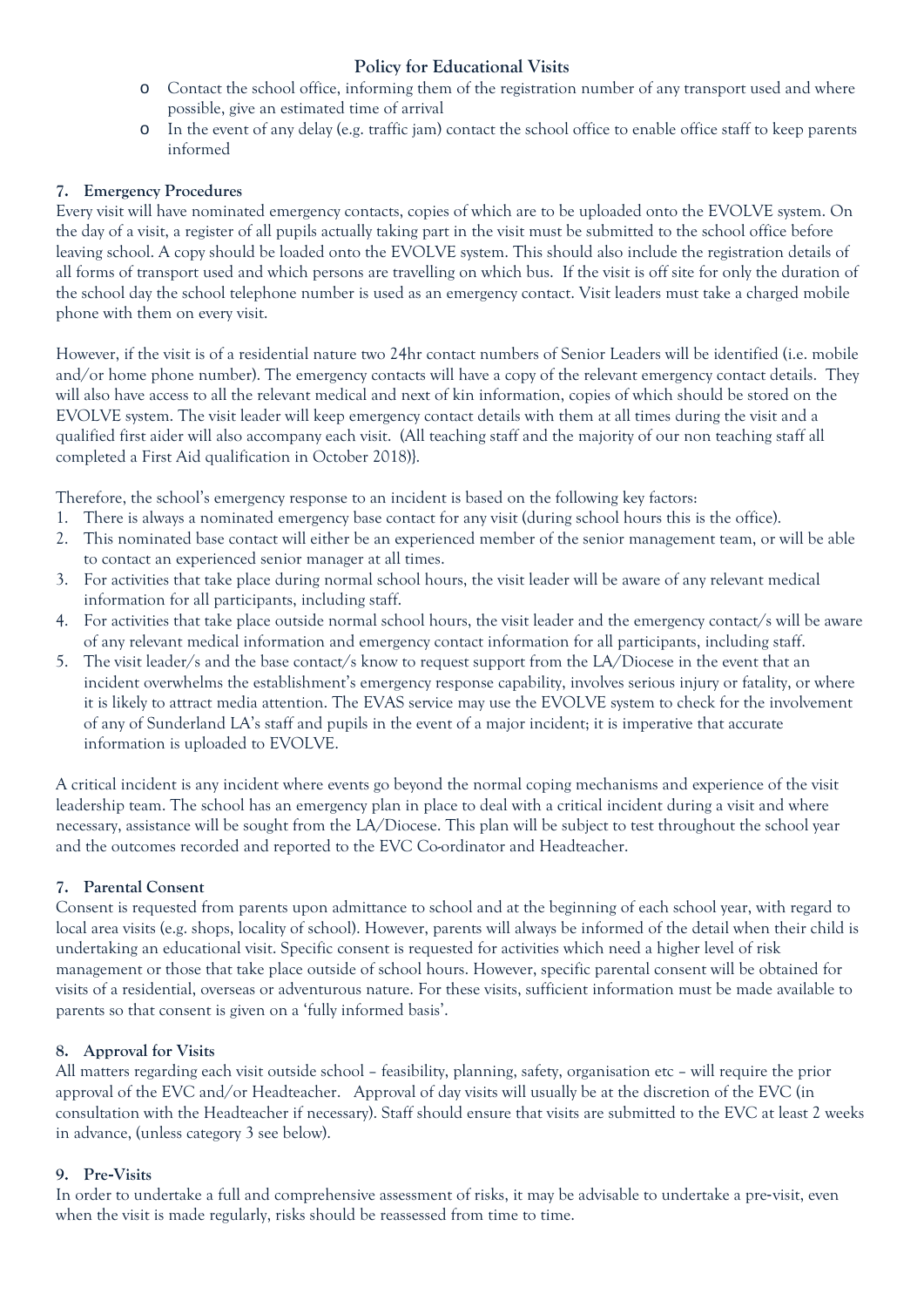- Contact the school office, informing them of the registration number of any transport used and where possible, give an estimated time of arrival
- In the event of any delay (e.g. traffic jam) contact the school office to enable office staff to keep parents informed

### 7. Emergency Procedures

Every visit will have nominated emergency contacts, copies of which are to be uploaded onto the EVOLVE system. On the day of a visit, a register of all pupils actually taking part in the visit must be submitted to the school office before leaving school. A copy should be loaded onto the EVOLVE system. This should also include the registration details of all forms of transport used and which persons are travelling on which bus. If the visit is off site for only the duration of the school day the school telephone number is used as an emergency contact. Visit leaders must take a charged mobile phone with them on every visit.

However, if the visit is of a residential nature two 24hr contact numbers of Senior Leaders will be identified (i.e. mobile and/or home phone number). The emergency contacts will have a copy of the relevant emergency contact details. They will also have access to all the relevant medical and next of kin information, copies of which should be stored on the EVOLVE system. The visit leader will keep emergency contact details with them at all times during the visit and a qualified first aider will also accompany each visit. (All teaching staff and the majority of our non teaching staff all completed a First Aid qualification in October 2018)}.

Therefore, the school's emergency response to an incident is based on the following key factors:

1. There is always a nominated emergency base contact for any visit (during school hours this is the office).
2. This nominated base contact will either be an experienced member of the senior management team, or will be able to contact an experienced senior manager at all times.
3. For activities that take place during normal school hours, the visit leader will be aware of any relevant medical information for all participants, including staff.
4. For activities that take place outside normal school hours, the visit leader and the emergency contact/s will be aware of any relevant medical information and emergency contact information for all participants, including staff.
5. The visit leader/s and the base contact/s know to request support from the LA/Diocese in the event that an incident overwhelms the establishment's emergency response capability, involves serious injury or fatality, or where it is likely to attract media attention. The EVAS service may use the EVOLVE system to check for the involvement of any of Sunderland LA's staff and pupils in the event of a major incident; it is imperative that accurate information is uploaded to EVOLVE.

A critical incident is any incident where events go beyond the normal coping mechanisms and experience of the visit leadership team. The school has an emergency plan in place to deal with a critical incident during a visit and where necessary, assistance will be sought from the LA/Diocese. This plan will be subject to test throughout the school year and the outcomes recorded and reported to the EVC Co-ordinator and Headteacher.

### 7. Parental Consent

Consent is requested from parents upon admittance to school and at the beginning of each school year, with regard to local area visits (e.g. shops, locality of school). However, parents will always be informed of the detail when their child is undertaking an educational visit. Specific consent is requested for activities which need a higher level of risk management or those that take place outside of school hours. However, specific parental consent will be obtained for visits of a residential, overseas or adventurous nature. For these visits, sufficient information must be made available to parents so that consent is given on a 'fully informed basis'.

### 8. Approval for Visits

All matters regarding each visit outside school – feasibility, planning, safety, organisation etc – will require the prior approval of the EVC and/or Headteacher. Approval of day visits will usually be at the discretion of the EVC (in consultation with the Headteacher if necessary). Staff should ensure that visits are submitted to the EVC at least 2 weeks in advance, (unless category 3 see below).

### 9. Pre-Visits

In order to undertake a full and comprehensive assessment of risks, it may be advisable to undertake a pre-visit, even when the visit is made regularly, risks should be reassessed from time to time.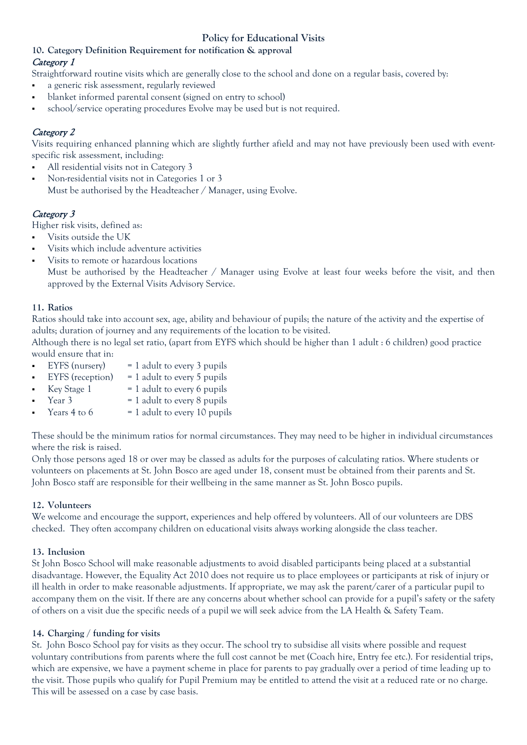# Policy for Educational Visits

## 10. Category Definition Requirement for notification & approval

*Category 1*

Straightforward routine visits which are generally close to the school and done on a regular basis, covered by:

- a generic risk assessment, regularly reviewed
- blanket informed parental consent (signed on entry to school)
- school/service operating procedures Evolve may be used but is not required.

*Category 2*

Visits requiring enhanced planning which are slightly further afield and may not have previously been used with event-specific risk assessment, including:

- All residential visits not in Category 3
- Non-residential visits not in Categories 1 or 3
  Must be authorised by the Headteacher / Manager, using Evolve.

*Category 3*

Higher risk visits, defined as:

- Visits outside the UK
- Visits which include adventure activities
- Visits to remote or hazardous locations
  Must be authorised by the Headteacher / Manager using Evolve at least four weeks before the visit, and then approved by the External Visits Advisory Service.

## 11. Ratios

Ratios should take into account sex, age, ability and behaviour of pupils; the nature of the activity and the expertise of adults; duration of journey and any requirements of the location to be visited.

Although there is no legal set ratio, (apart from EYFS which should be higher than 1 adult : 6 children) good practice would ensure that in:

- EYFS (nursery) = 1 adult to every 3 pupils
- EYFS (reception) = 1 adult to every 5 pupils
- Key Stage 1 = 1 adult to every 6 pupils
- Year 3 = 1 adult to every 8 pupils
- Years 4 to 6 = 1 adult to every 10 pupils

These should be the minimum ratios for normal circumstances. They may need to be higher in individual circumstances where the risk is raised.

Only those persons aged 18 or over may be classed as adults for the purposes of calculating ratios. Where students or volunteers on placements at St. John Bosco are aged under 18, consent must be obtained from their parents and St. John Bosco staff are responsible for their wellbeing in the same manner as St. John Bosco pupils.

## 12. Volunteers

We welcome and encourage the support, experiences and help offered by volunteers. All of our volunteers are DBS checked. They often accompany children on educational visits always working alongside the class teacher.

## 13. Inclusion

St John Bosco School will make reasonable adjustments to avoid disabled participants being placed at a substantial disadvantage. However, the Equality Act 2010 does not require us to place employees or participants at risk of injury or ill health in order to make reasonable adjustments. If appropriate, we may ask the parent/carer of a particular pupil to accompany them on the visit. If there are any concerns about whether school can provide for a pupil's safety or the safety of others on a visit due the specific needs of a pupil we will seek advice from the LA Health & Safety Team.

## 14. Charging / funding for visits

St. John Bosco School pay for visits as they occur. The school try to subsidise all visits where possible and request voluntary contributions from parents where the full cost cannot be met (Coach hire, Entry fee etc.). For residential trips, which are expensive, we have a payment scheme in place for parents to pay gradually over a period of time leading up to the visit. Those pupils who qualify for Pupil Premium may be entitled to attend the visit at a reduced rate or no charge. This will be assessed on a case by case basis.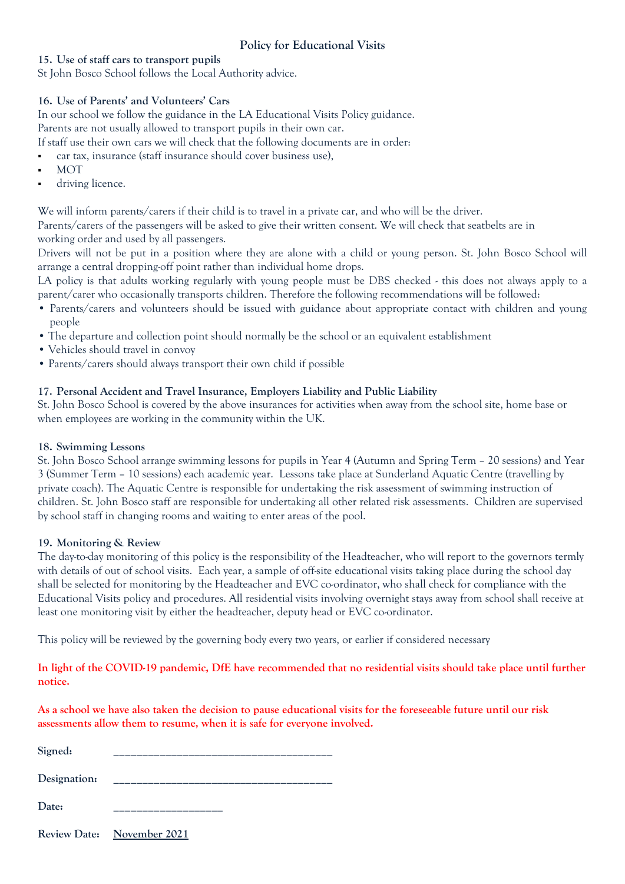# Policy for Educational Visits

### 15. Use of staff cars to transport pupils

St John Bosco School follows the Local Authority advice.

### 16. Use of Parents' and Volunteers' Cars

In our school we follow the guidance in the LA Educational Visits Policy guidance.
Parents are not usually allowed to transport pupils in their own car.
If staff use their own cars we will check that the following documents are in order:

- car tax, insurance (staff insurance should cover business use),
- MOT
- driving licence.

We will inform parents/carers if their child is to travel in a private car, and who will be the driver.
Parents/carers of the passengers will be asked to give their written consent. We will check that seatbelts are in working order and used by all passengers.
Drivers will not be put in a position where they are alone with a child or young person. St. John Bosco School will arrange a central dropping-off point rather than individual home drops.
LA policy is that adults working regularly with young people must be DBS checked - this does not always apply to a parent/carer who occasionally transports children. Therefore the following recommendations will be followed:

- Parents/carers and volunteers should be issued with guidance about appropriate contact with children and young people
- The departure and collection point should normally be the school or an equivalent establishment
- Vehicles should travel in convoy
- Parents/carers should always transport their own child if possible

### 17. Personal Accident and Travel Insurance, Employers Liability and Public Liability

St. John Bosco School is covered by the above insurances for activities when away from the school site, home base or when employees are working in the community within the UK.

### 18. Swimming Lessons

St. John Bosco School arrange swimming lessons for pupils in Year 4 (Autumn and Spring Term – 20 sessions) and Year 3 (Summer Term – 10 sessions) each academic year. Lessons take place at Sunderland Aquatic Centre (travelling by private coach). The Aquatic Centre is responsible for undertaking the risk assessment of swimming instruction of children. St. John Bosco staff are responsible for undertaking all other related risk assessments. Children are supervised by school staff in changing rooms and waiting to enter areas of the pool.

### 19. Monitoring & Review

The day-to-day monitoring of this policy is the responsibility of the Headteacher, who will report to the governors termly with details of out of school visits. Each year, a sample of off-site educational visits taking place during the school day shall be selected for monitoring by the Headteacher and EVC co-ordinator, who shall check for compliance with the Educational Visits policy and procedures. All residential visits involving overnight stays away from school shall receive at least one monitoring visit by either the headteacher, deputy head or EVC co-ordinator.

This policy will be reviewed by the governing body every two years, or earlier if considered necessary

**In light of the COVID-19 pandemic, DfE have recommended that no residential visits should take place until further notice.**

**As a school we have also taken the decision to pause educational visits for the foreseeable future until our risk assessments allow them to resume, when it is safe for everyone involved.**

**Signed:** ______________________________________

**Designation:** ______________________________________

**Date:** __________________

**Review Date:** November 2021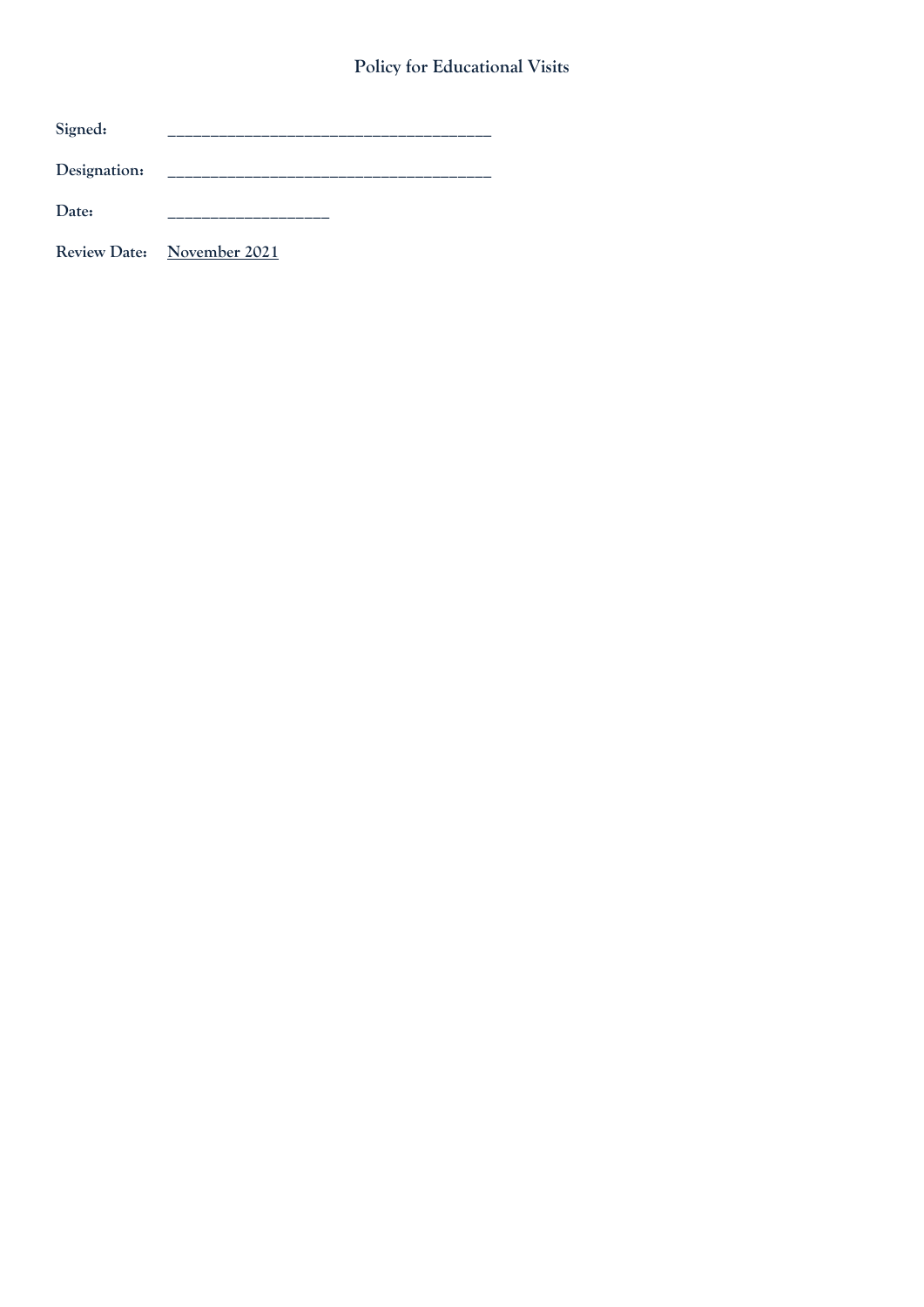# Policy for Educational Visits

**Signed:** _______________________________________

**Designation:** _______________________________________

**Date:** ____________________

**Review Date:** **November 2021**